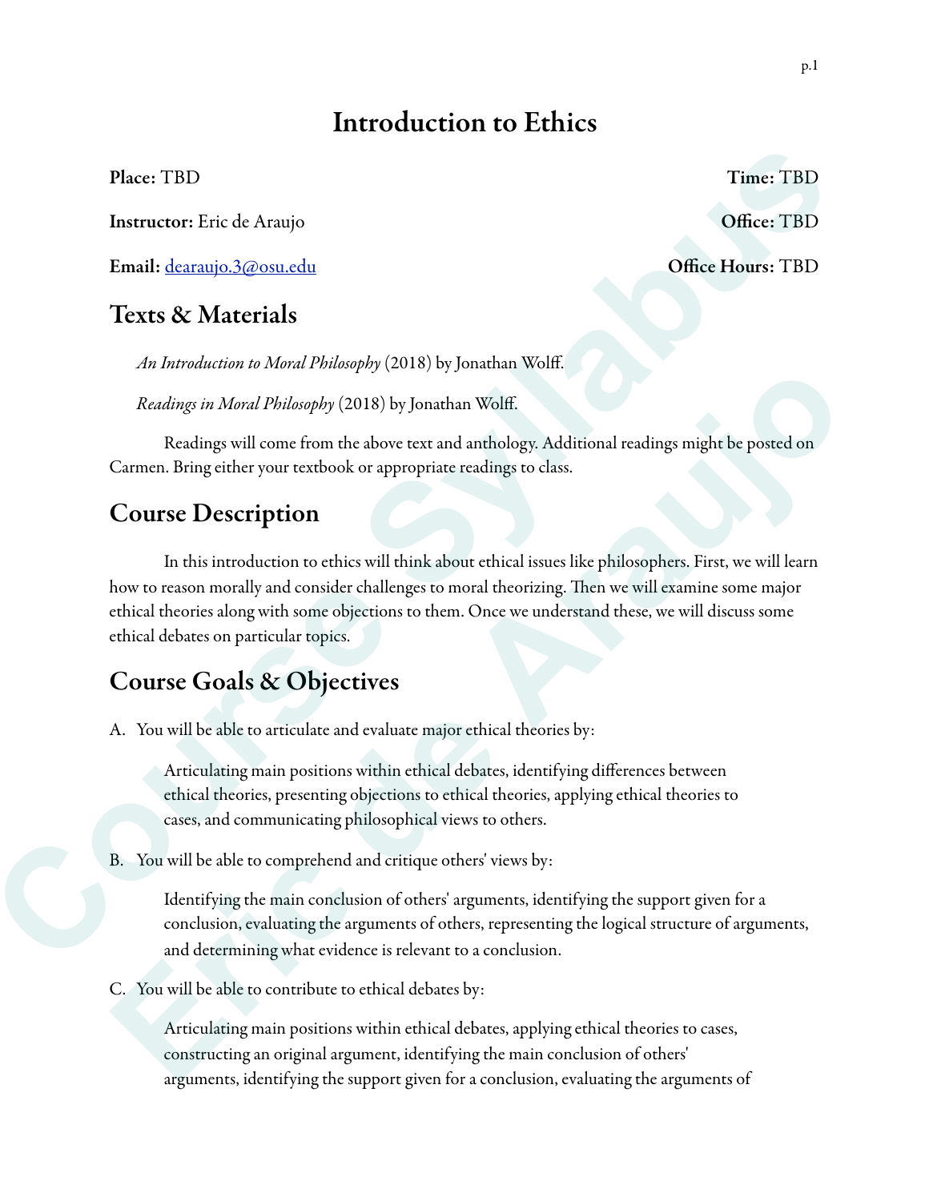# Introduction to Ethics

**Place:** TBD **Time:** TBD

**Instructor:** Eric de Araujo **Office:** TBD

**Email:** dearaujo.3@osu.edu **Office Hours:** TBD

## Texts & Materials

*An Introduction to Moral Philosophy* (2018) by Jonathan Wolff.

*Readings in Moral Philosophy* (2018) by Jonathan Wolff.

Readings will come from the above text and anthology. Additional readings might be posted on Carmen. Bring either your textbook or appropriate readings to class.

## Course Description

In this introduction to ethics will think about ethical issues like philosophers. First, we will learn how to reason morally and consider challenges to moral theorizing. Then we will examine some major ethical theories along with some objections to them. Once we understand these, we will discuss some ethical debates on particular topics.

## Course Goals & Objectives

A. You will be able to articulate and evaluate major ethical theories by:

Articulating main positions within ethical debates, identifying differences between ethical theories, presenting objections to ethical theories, applying ethical theories to cases, and communicating philosophical views to others.

B. You will be able to comprehend and critique others' views by:

Identifying the main conclusion of others' arguments, identifying the support given for a conclusion, evaluating the arguments of others, representing the logical structure of arguments, and determining what evidence is relevant to a conclusion.

C. You will be able to contribute to ethical debates by:

Articulating main positions within ethical debates, applying ethical theories to cases, constructing an original argument, identifying the main conclusion of others' arguments, identifying the support given for a conclusion, evaluating the arguments of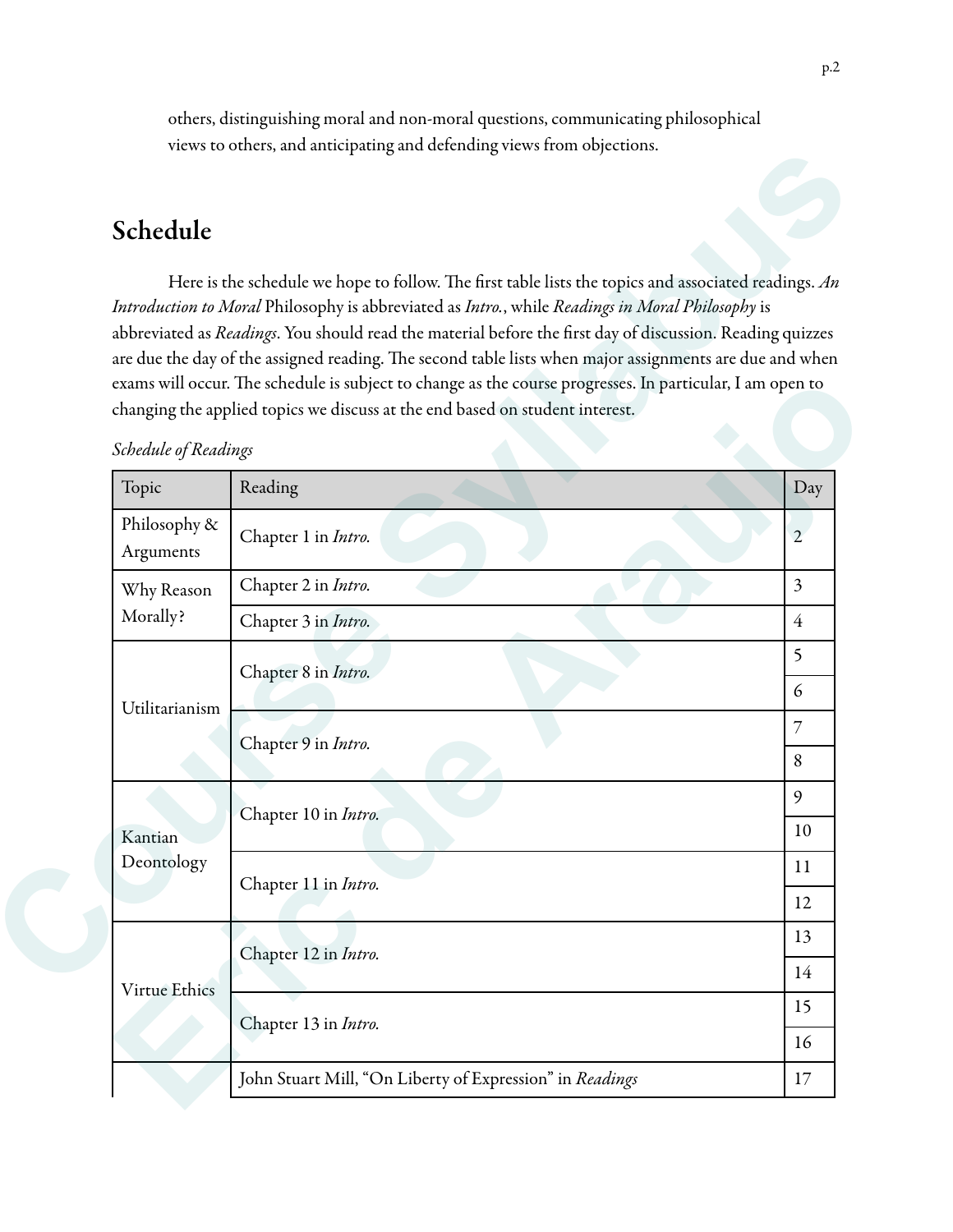others, distinguishing moral and non-moral questions, communicating philosophical views to others, and anticipating and defending views from objections.

## Schedule

Here is the schedule we hope to follow. The first table lists the topics and associated readings. *An Introduction to Moral* Philosophy is abbreviated as *Intro.*, while *Readings in Moral Philosophy* is abbreviated as *Readings*. You should read the material before the first day of discussion. Reading quizzes are due the day of the assigned reading. The second table lists when major assignments are due and when exams will occur. The schedule is subject to change as the course progresses. In particular, I am open to changing the applied topics we discuss at the end based on student interest.

*Schedule of Readings*

| Topic | Reading | Day |
|---|---|---|
| Philosophy & Arguments | Chapter 1 in *Intro.* | 2 |
| Why Reason Morally? | Chapter 2 in *Intro.* | 3 |
| | Chapter 3 in *Intro.* | 4 |
| Utilitarianism | Chapter 8 in *Intro.* | 5 |
| | | 6 |
| | Chapter 9 in *Intro.* | 7 |
| | | 8 |
| Kantian Deontology | Chapter 10 in *Intro.* | 9 |
| | | 10 |
| | Chapter 11 in *Intro.* | 11 |
| | | 12 |
| Virtue Ethics | Chapter 12 in *Intro.* | 13 |
| | | 14 |
| | Chapter 13 in *Intro.* | 15 |
| | | 16 |
| | John Stuart Mill, "On Liberty of Expression" in *Readings* | 17 |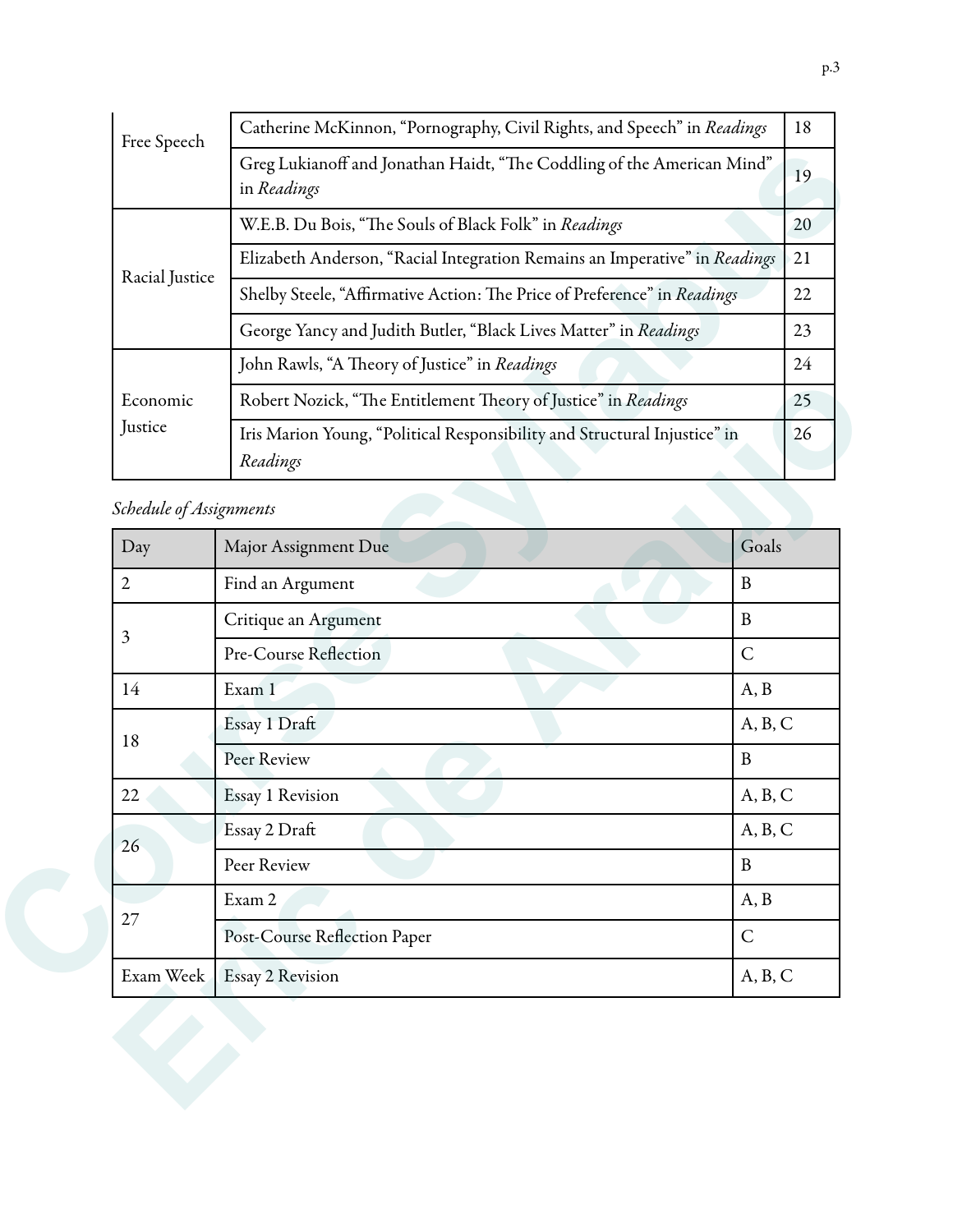| | | |
|---|---|---|
| Free Speech | Catherine McKinnon, "Pornography, Civil Rights, and Speech" in *Readings* | 18 |
| | Greg Lukianoff and Jonathan Haidt, "The Coddling of the American Mind" in *Readings* | 19 |
| Racial Justice | W.E.B. Du Bois, "The Souls of Black Folk" in *Readings* | 20 |
| | Elizabeth Anderson, "Racial Integration Remains an Imperative" in *Readings* | 21 |
| | Shelby Steele, "Affirmative Action: The Price of Preference" in *Readings* | 22 |
| | George Yancy and Judith Butler, "Black Lives Matter" in *Readings* | 23 |
| Economic Justice | John Rawls, "A Theory of Justice" in *Readings* | 24 |
| | Robert Nozick, "The Entitlement Theory of Justice" in *Readings* | 25 |
| | Iris Marion Young, "Political Responsibility and Structural Injustice" in *Readings* | 26 |

*Schedule of Assignments*

| Day | Major Assignment Due | Goals |
|---|---|---|
| 2 | Find an Argument | B |
| 3 | Critique an Argument | B |
| | Pre-Course Reflection | C |
| 14 | Exam 1 | A, B |
| 18 | Essay 1 Draft | A, B, C |
| | Peer Review | B |
| 22 | Essay 1 Revision | A, B, C |
| 26 | Essay 2 Draft | A, B, C |
| | Peer Review | B |
| 27 | Exam 2 | A, B |
| | Post-Course Reflection Paper | C |
| Exam Week | Essay 2 Revision | A, B, C |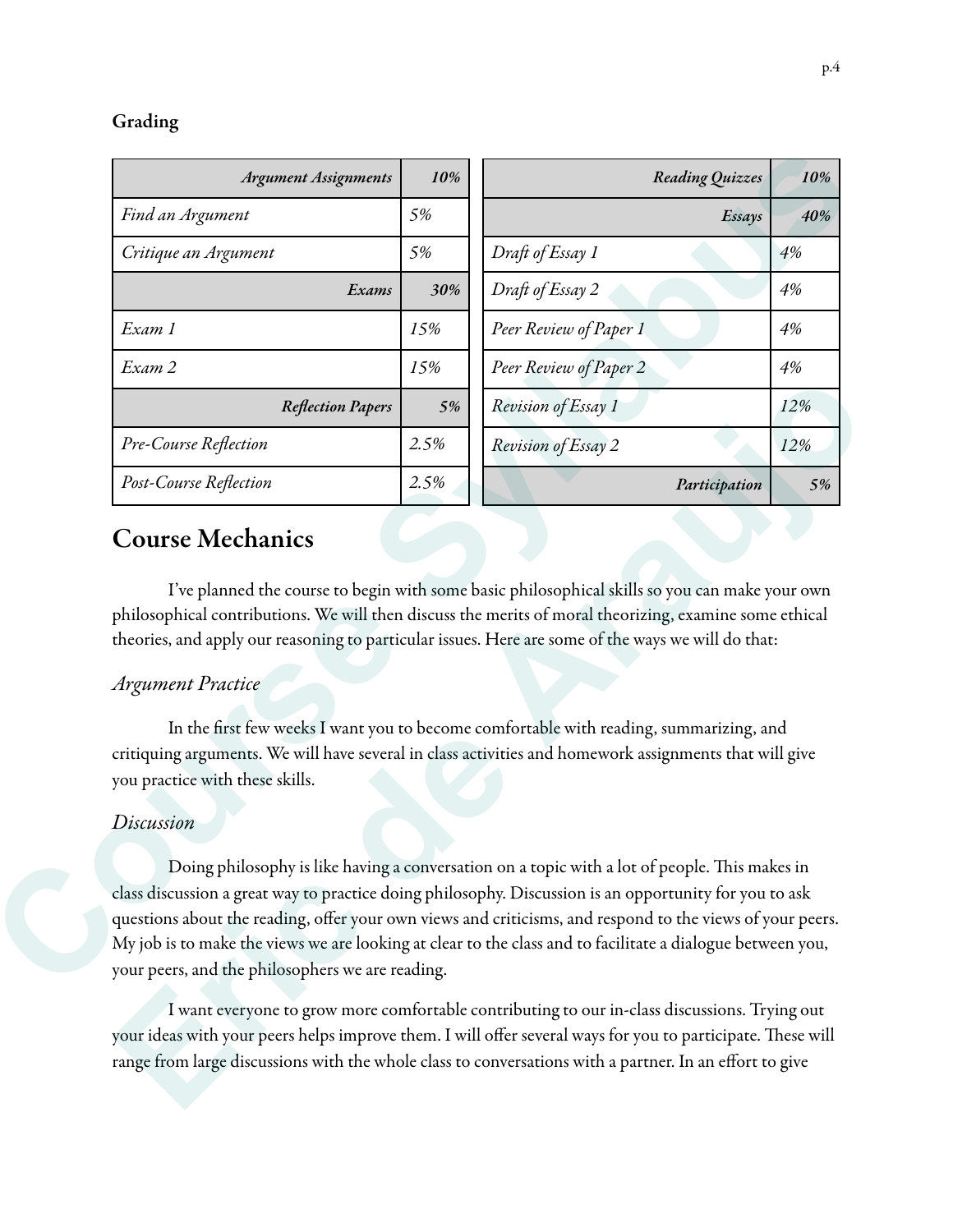### Grading

| *Argument Assignments* | ***10%*** |
|---|---|
| *Find an Argument* | *5%* |
| *Critique an Argument* | *5%* |
| ***Exams*** | ***30%*** |
| *Exam 1* | *15%* |
| *Exam 2* | *15%* |
| ***Reflection Papers*** | ***5%*** |
| *Pre-Course Reflection* | *2.5%* |
| *Post-Course Reflection* | *2.5%* |

| ***Reading Quizzes*** | ***10%*** |
|---|---|
| ***Essays*** | ***40%*** |
| *Draft of Essay 1* | *4%* |
| *Draft of Essay 2* | *4%* |
| *Peer Review of Paper 1* | *4%* |
| *Peer Review of Paper 2* | *4%* |
| *Revision of Essay 1* | *12%* |
| *Revision of Essay 2* | *12%* |
| ***Participation*** | ***5%*** |

## Course Mechanics

I've planned the course to begin with some basic philosophical skills so you can make your own philosophical contributions. We will then discuss the merits of moral theorizing, examine some ethical theories, and apply our reasoning to particular issues. Here are some of the ways we will do that:

### *Argument Practice*

In the first few weeks I want you to become comfortable with reading, summarizing, and critiquing arguments. We will have several in class activities and homework assignments that will give you practice with these skills.

### *Discussion*

Doing philosophy is like having a conversation on a topic with a lot of people. This makes in class discussion a great way to practice doing philosophy. Discussion is an opportunity for you to ask questions about the reading, offer your own views and criticisms, and respond to the views of your peers. My job is to make the views we are looking at clear to the class and to facilitate a dialogue between you, your peers, and the philosophers we are reading.

I want everyone to grow more comfortable contributing to our in-class discussions. Trying out your ideas with your peers helps improve them. I will offer several ways for you to participate. These will range from large discussions with the whole class to conversations with a partner. In an effort to give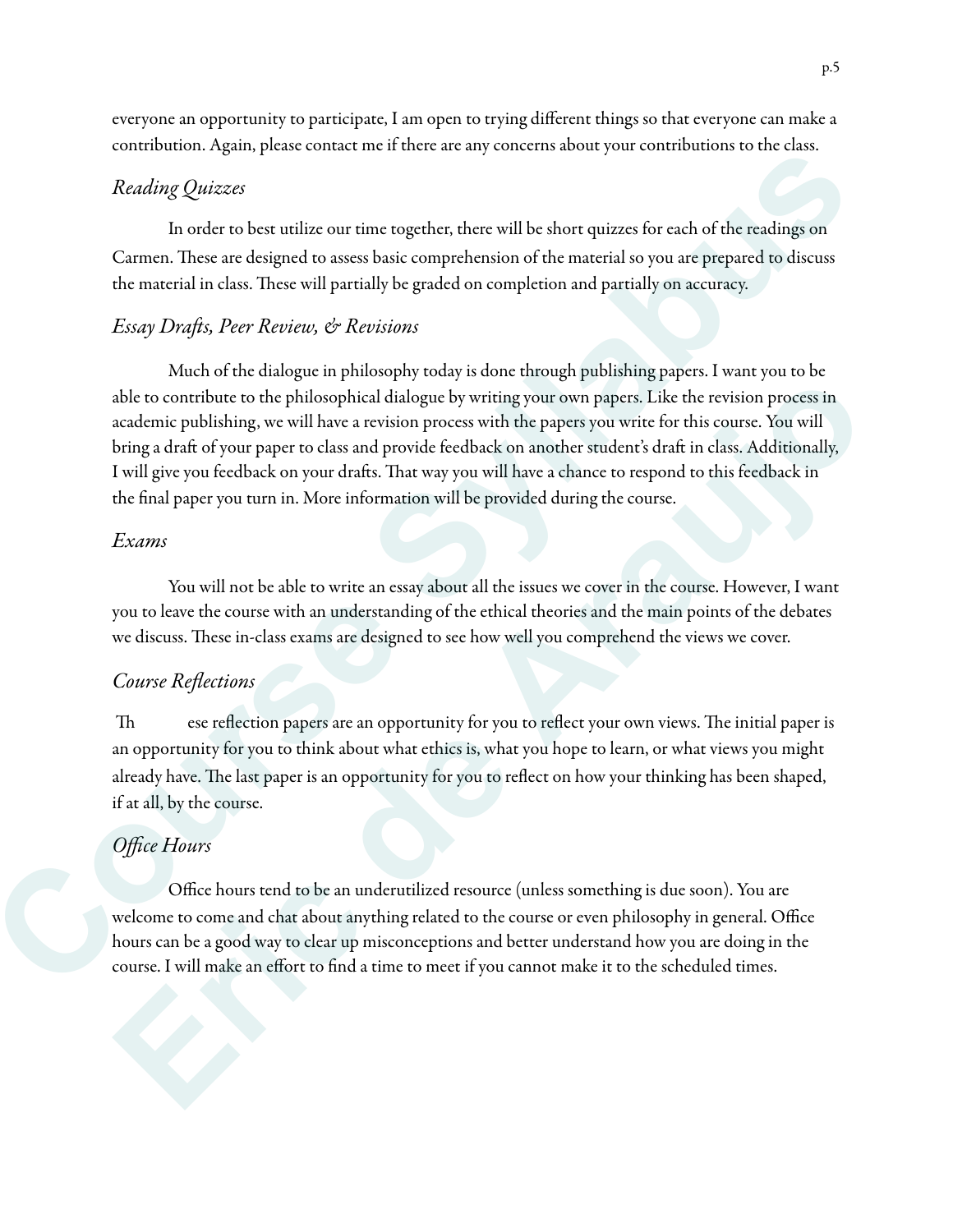everyone an opportunity to participate, I am open to trying different things so that everyone can make a contribution. Again, please contact me if there are any concerns about your contributions to the class.

### *Reading Quizzes*

In order to best utilize our time together, there will be short quizzes for each of the readings on Carmen. These are designed to assess basic comprehension of the material so you are prepared to discuss the material in class. These will partially be graded on completion and partially on accuracy.

### *Essay Drafts, Peer Review, & Revisions*

Much of the dialogue in philosophy today is done through publishing papers. I want you to be able to contribute to the philosophical dialogue by writing your own papers. Like the revision process in academic publishing, we will have a revision process with the papers you write for this course. You will bring a draft of your paper to class and provide feedback on another student's draft in class. Additionally, I will give you feedback on your drafts. That way you will have a chance to respond to this feedback in the final paper you turn in. More information will be provided during the course.

### *Exams*

You will not be able to write an essay about all the issues we cover in the course. However, I want you to leave the course with an understanding of the ethical theories and the main points of the debates we discuss. These in-class exams are designed to see how well you comprehend the views we cover.

### *Course Reflections*

These reflection papers are an opportunity for you to reflect your own views. The initial paper is an opportunity for you to think about what ethics is, what you hope to learn, or what views you might already have. The last paper is an opportunity for you to reflect on how your thinking has been shaped, if at all, by the course.

### *Office Hours*

Office hours tend to be an underutilized resource (unless something is due soon). You are welcome to come and chat about anything related to the course or even philosophy in general. Office hours can be a good way to clear up misconceptions and better understand how you are doing in the course. I will make an effort to find a time to meet if you cannot make it to the scheduled times.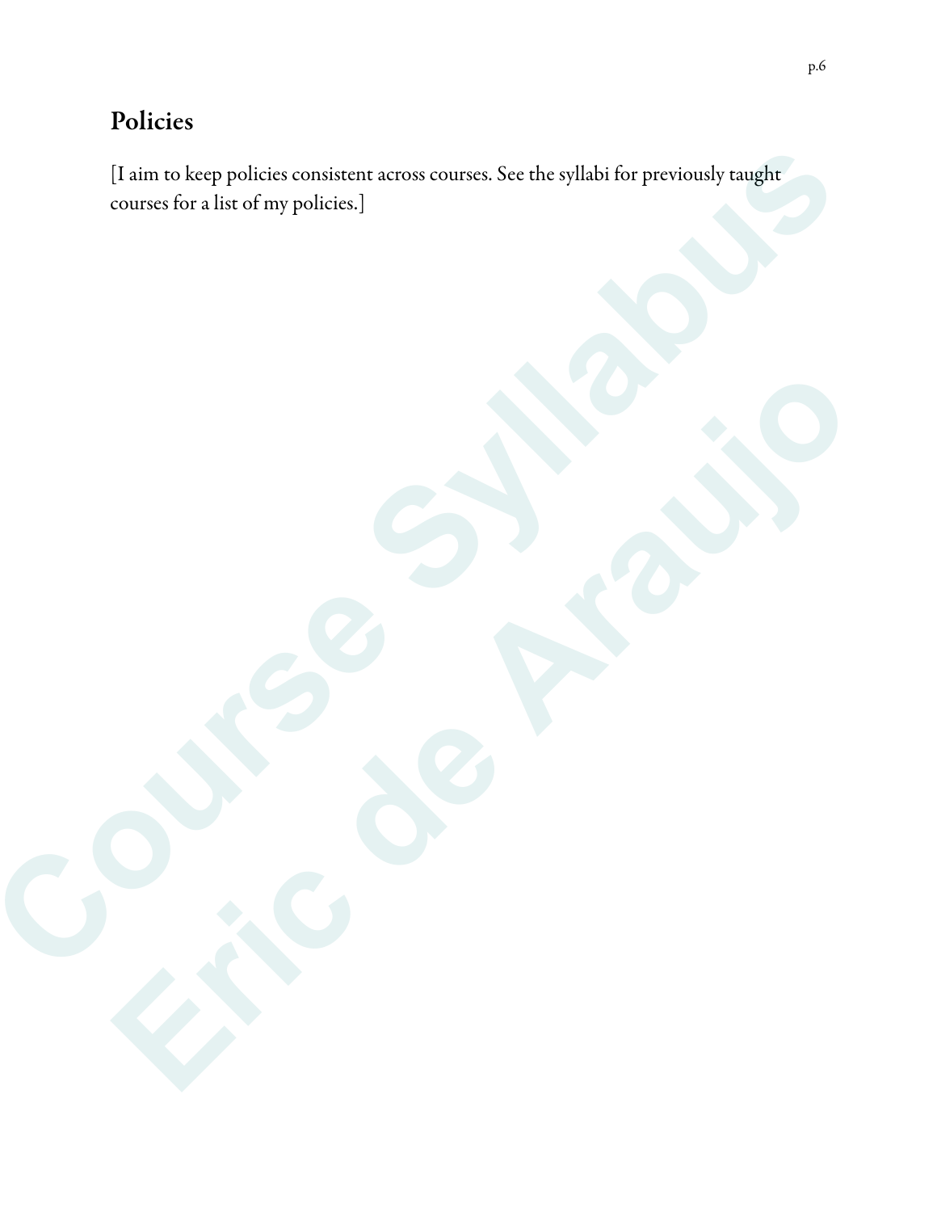## Policies

[I aim to keep policies consistent across courses. See the syllabi for previously taught courses for a list of my policies.]